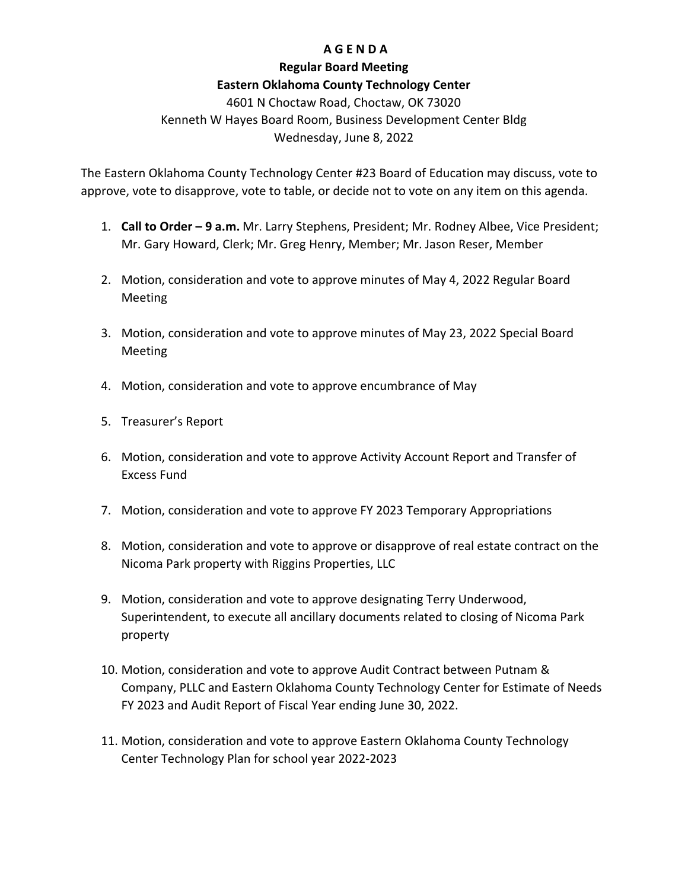# A G E N D A

## Regular Board Meeting

## Eastern Oklahoma County Technology Center

4601 N Choctaw Road, Choctaw, OK 73020

Kenneth W Hayes Board Room, Business Development Center Bldg

Wednesday, June 8, 2022

The Eastern Oklahoma County Technology Center #23 Board of Education may discuss, vote to approve, vote to disapprove, vote to table, or decide not to vote on any item on this agenda.

1. **Call to Order – 9 a.m.** Mr. Larry Stephens, President; Mr. Rodney Albee, Vice President; Mr. Gary Howard, Clerk; Mr. Greg Henry, Member; Mr. Jason Reser, Member

2. Motion, consideration and vote to approve minutes of May 4, 2022 Regular Board Meeting

3. Motion, consideration and vote to approve minutes of May 23, 2022 Special Board Meeting

4. Motion, consideration and vote to approve encumbrance of May

5. Treasurer's Report

6. Motion, consideration and vote to approve Activity Account Report and Transfer of Excess Fund

7. Motion, consideration and vote to approve FY 2023 Temporary Appropriations

8. Motion, consideration and vote to approve or disapprove of real estate contract on the Nicoma Park property with Riggins Properties, LLC

9. Motion, consideration and vote to approve designating Terry Underwood, Superintendent, to execute all ancillary documents related to closing of Nicoma Park property

10. Motion, consideration and vote to approve Audit Contract between Putnam & Company, PLLC and Eastern Oklahoma County Technology Center for Estimate of Needs FY 2023 and Audit Report of Fiscal Year ending June 30, 2022.

11. Motion, consideration and vote to approve Eastern Oklahoma County Technology Center Technology Plan for school year 2022-2023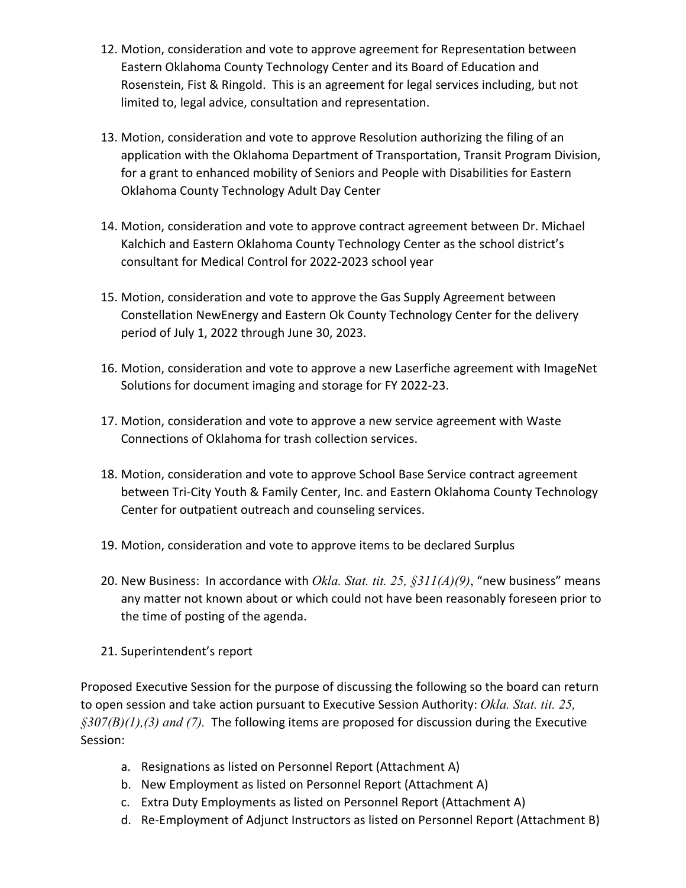12. Motion, consideration and vote to approve agreement for Representation between Eastern Oklahoma County Technology Center and its Board of Education and Rosenstein, Fist & Ringold. This is an agreement for legal services including, but not limited to, legal advice, consultation and representation.

13. Motion, consideration and vote to approve Resolution authorizing the filing of an application with the Oklahoma Department of Transportation, Transit Program Division, for a grant to enhanced mobility of Seniors and People with Disabilities for Eastern Oklahoma County Technology Adult Day Center

14. Motion, consideration and vote to approve contract agreement between Dr. Michael Kalchich and Eastern Oklahoma County Technology Center as the school district's consultant for Medical Control for 2022-2023 school year

15. Motion, consideration and vote to approve the Gas Supply Agreement between Constellation NewEnergy and Eastern Ok County Technology Center for the delivery period of July 1, 2022 through June 30, 2023.

16. Motion, consideration and vote to approve a new Laserfiche agreement with ImageNet Solutions for document imaging and storage for FY 2022-23.

17. Motion, consideration and vote to approve a new service agreement with Waste Connections of Oklahoma for trash collection services.

18. Motion, consideration and vote to approve School Base Service contract agreement between Tri-City Youth & Family Center, Inc. and Eastern Oklahoma County Technology Center for outpatient outreach and counseling services.

19. Motion, consideration and vote to approve items to be declared Surplus

20. New Business: In accordance with *Okla. Stat. tit. 25, §311(A)(9)*, "new business" means any matter not known about or which could not have been reasonably foreseen prior to the time of posting of the agenda.

21. Superintendent's report

Proposed Executive Session for the purpose of discussing the following so the board can return to open session and take action pursuant to Executive Session Authority: *Okla. Stat. tit. 25, §307(B)(1),(3) and (7).* The following items are proposed for discussion during the Executive Session:

a. Resignations as listed on Personnel Report (Attachment A)
b. New Employment as listed on Personnel Report (Attachment A)
c. Extra Duty Employments as listed on Personnel Report (Attachment A)
d. Re-Employment of Adjunct Instructors as listed on Personnel Report (Attachment B)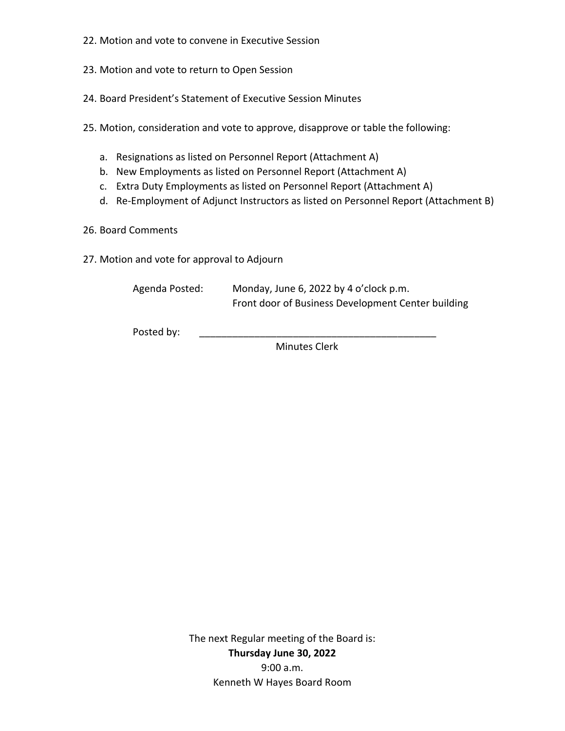22. Motion and vote to convene in Executive Session

23. Motion and vote to return to Open Session

24. Board President's Statement of Executive Session Minutes

25. Motion, consideration and vote to approve, disapprove or table the following:

    a. Resignations as listed on Personnel Report (Attachment A)
    b. New Employments as listed on Personnel Report (Attachment A)
    c. Extra Duty Employments as listed on Personnel Report (Attachment A)
    d. Re-Employment of Adjunct Instructors as listed on Personnel Report (Attachment B)

26. Board Comments

27. Motion and vote for approval to Adjourn

Agenda Posted: Monday, June 6, 2022 by 4 o'clock p.m.
Front door of Business Development Center building

Posted by: ____________________________________________
Minutes Clerk

The next Regular meeting of the Board is:
**Thursday June 30, 2022**
9:00 a.m.
Kenneth W Hayes Board Room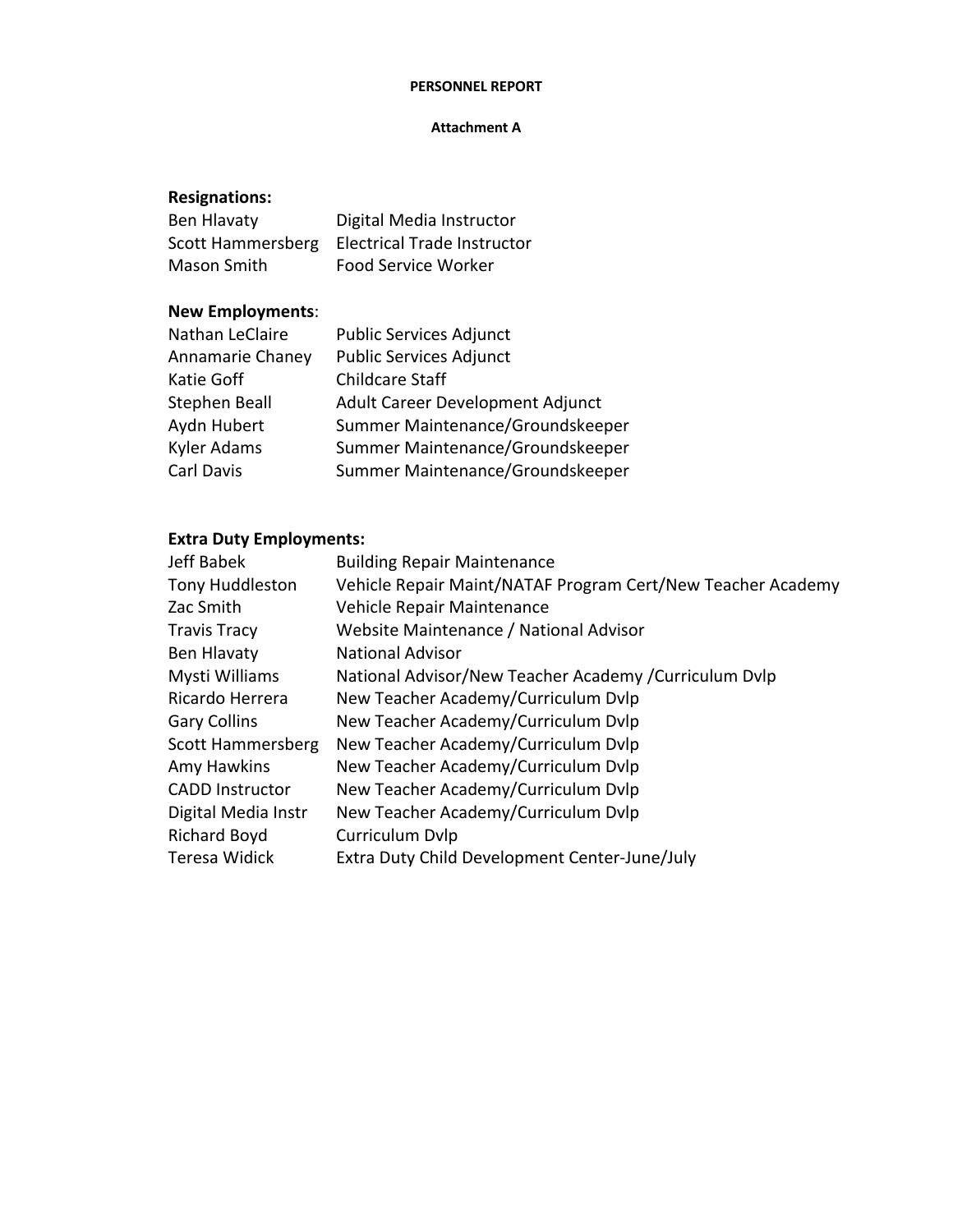**PERSONNEL REPORT**

**Attachment A**

**Resignations:**

| | |
|---|---|
| Ben Hlavaty | Digital Media Instructor |
| Scott Hammersberg | Electrical Trade Instructor |
| Mason Smith | Food Service Worker |

**New Employments**:

| | |
|---|---|
| Nathan LeClaire | Public Services Adjunct |
| Annamarie Chaney | Public Services Adjunct |
| Katie Goff | Childcare Staff |
| Stephen Beall | Adult Career Development Adjunct |
| Aydn Hubert | Summer Maintenance/Groundskeeper |
| Kyler Adams | Summer Maintenance/Groundskeeper |
| Carl Davis | Summer Maintenance/Groundskeeper |

**Extra Duty Employments:**

| | |
|---|---|
| Jeff Babek | Building Repair Maintenance |
| Tony Huddleston | Vehicle Repair Maint/NATAF Program Cert/New Teacher Academy |
| Zac Smith | Vehicle Repair Maintenance |
| Travis Tracy | Website Maintenance / National Advisor |
| Ben Hlavaty | National Advisor |
| Mysti Williams | National Advisor/New Teacher Academy /Curriculum Dvlp |
| Ricardo Herrera | New Teacher Academy/Curriculum Dvlp |
| Gary Collins | New Teacher Academy/Curriculum Dvlp |
| Scott Hammersberg | New Teacher Academy/Curriculum Dvlp |
| Amy Hawkins | New Teacher Academy/Curriculum Dvlp |
| CADD Instructor | New Teacher Academy/Curriculum Dvlp |
| Digital Media Instr | New Teacher Academy/Curriculum Dvlp |
| Richard Boyd | Curriculum Dvlp |
| Teresa Widick | Extra Duty Child Development Center-June/July |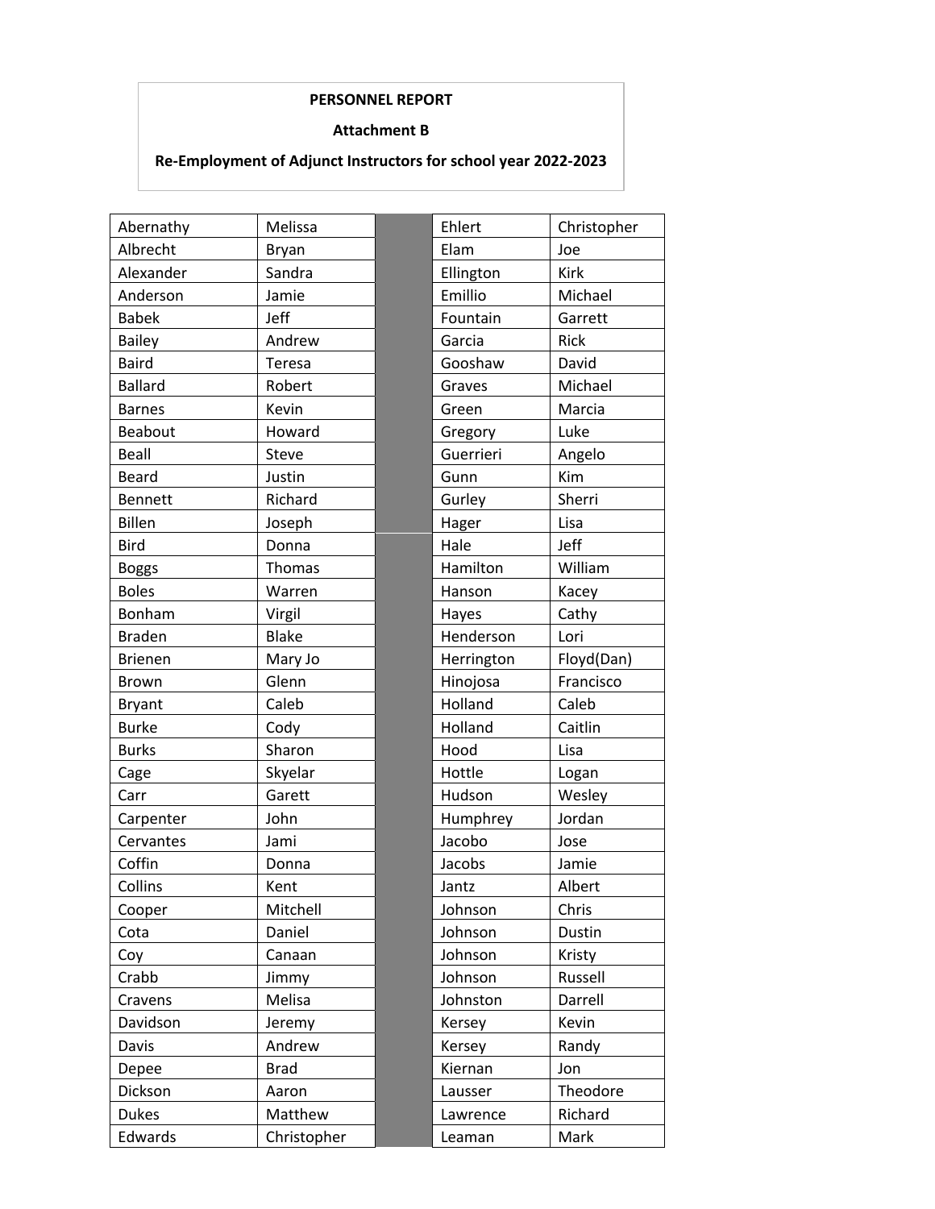**PERSONNEL REPORT**

**Attachment B**

**Re-Employment of Adjunct Instructors for school year 2022-2023**

| Last Name | First Name |
|---|---|
| Abernathy | Melissa |
| Albrecht | Bryan |
| Alexander | Sandra |
| Anderson | Jamie |
| Babek | Jeff |
| Bailey | Andrew |
| Baird | Teresa |
| Ballard | Robert |
| Barnes | Kevin |
| Beabout | Howard |
| Beall | Steve |
| Beard | Justin |
| Bennett | Richard |
| Billen | Joseph |
| Bird | Donna |
| Boggs | Thomas |
| Boles | Warren |
| Bonham | Virgil |
| Braden | Blake |
| Brienen | Mary Jo |
| Brown | Glenn |
| Bryant | Caleb |
| Burke | Cody |
| Burks | Sharon |
| Cage | Skyelar |
| Carr | Garett |
| Carpenter | John |
| Cervantes | Jami |
| Coffin | Donna |
| Collins | Kent |
| Cooper | Mitchell |
| Cota | Daniel |
| Coy | Canaan |
| Crabb | Jimmy |
| Cravens | Melisa |
| Davidson | Jeremy |
| Davis | Andrew |
| Depee | Brad |
| Dickson | Aaron |
| Dukes | Matthew |
| Edwards | Christopher |
| Ehlert | Christopher |
| Elam | Joe |
| Ellington | Kirk |
| Emillio | Michael |
| Fountain | Garrett |
| Garcia | Rick |
| Gooshaw | David |
| Graves | Michael |
| Green | Marcia |
| Gregory | Luke |
| Guerrieri | Angelo |
| Gunn | Kim |
| Gurley | Sherri |
| Hager | Lisa |
| Hale | Jeff |
| Hamilton | William |
| Hanson | Kacey |
| Hayes | Cathy |
| Henderson | Lori |
| Herrington | Floyd(Dan) |
| Hinojosa | Francisco |
| Holland | Caleb |
| Holland | Caitlin |
| Hood | Lisa |
| Hottle | Logan |
| Hudson | Wesley |
| Humphrey | Jordan |
| Jacobo | Jose |
| Jacobs | Jamie |
| Jantz | Albert |
| Johnson | Chris |
| Johnson | Dustin |
| Johnson | Kristy |
| Johnson | Russell |
| Johnston | Darrell |
| Kersey | Kevin |
| Kersey | Randy |
| Kiernan | Jon |
| Lausser | Theodore |
| Lawrence | Richard |
| Leaman | Mark |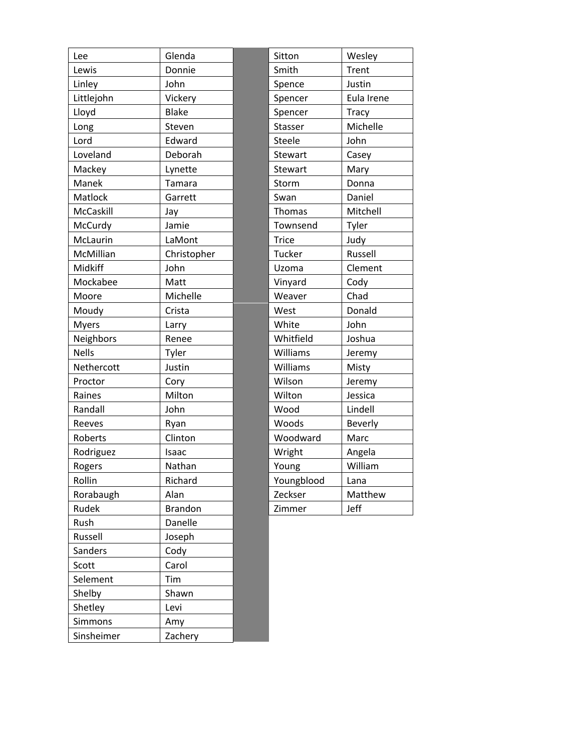| | |
|---|---|
| Lee | Glenda |
| Lewis | Donnie |
| Linley | John |
| Littlejohn | Vickery |
| Lloyd | Blake |
| Long | Steven |
| Lord | Edward |
| Loveland | Deborah |
| Mackey | Lynette |
| Manek | Tamara |
| Matlock | Garrett |
| McCaskill | Jay |
| McCurdy | Jamie |
| McLaurin | LaMont |
| McMillian | Christopher |
| Midkiff | John |
| Mockabee | Matt |
| Moore | Michelle |
| Moudy | Crista |
| Myers | Larry |
| Neighbors | Renee |
| Nells | Tyler |
| Nethercott | Justin |
| Proctor | Cory |
| Raines | Milton |
| Randall | John |
| Reeves | Ryan |
| Roberts | Clinton |
| Rodriguez | Isaac |
| Rogers | Nathan |
| Rollin | Richard |
| Rorabaugh | Alan |
| Rudek | Brandon |
| Rush | Danelle |
| Russell | Joseph |
| Sanders | Cody |
| Scott | Carol |
| Selement | Tim |
| Shelby | Shawn |
| Shetley | Levi |
| Simmons | Amy |
| Sinsheimer | Zachery |
| Sitton | Wesley |
| Smith | Trent |
| Spence | Justin |
| Spencer | Eula Irene |
| Spencer | Tracy |
| Stasser | Michelle |
| Steele | John |
| Stewart | Casey |
| Stewart | Mary |
| Storm | Donna |
| Swan | Daniel |
| Thomas | Mitchell |
| Townsend | Tyler |
| Trice | Judy |
| Tucker | Russell |
| Uzoma | Clement |
| Vinyard | Cody |
| Weaver | Chad |
| West | Donald |
| White | John |
| Whitfield | Joshua |
| Williams | Jeremy |
| Williams | Misty |
| Wilson | Jeremy |
| Wilton | Jessica |
| Wood | Lindell |
| Woods | Beverly |
| Woodward | Marc |
| Wright | Angela |
| Young | William |
| Youngblood | Lana |
| Zeckser | Matthew |
| Zimmer | Jeff |